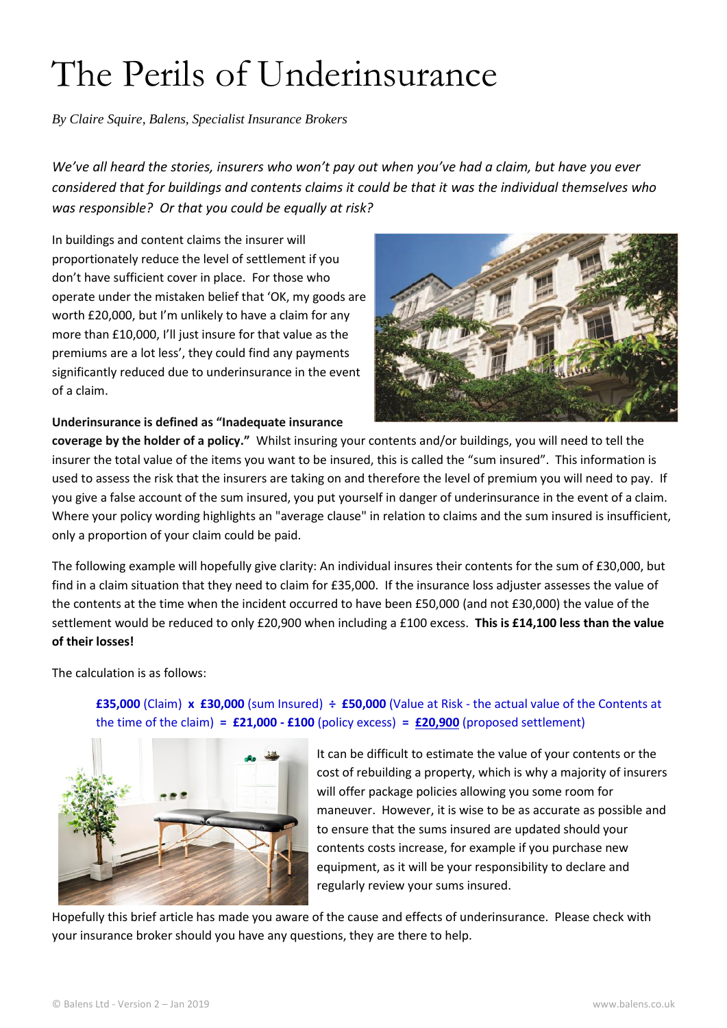# The Perils of Underinsurance

*By Claire Squire, Balens, Specialist Insurance Brokers*

*We've all heard the stories, insurers who won't pay out when you've had a claim, but have you ever considered that for buildings and contents claims it could be that it was the individual themselves who was responsible? Or that you could be equally at risk?*

In buildings and content claims the insurer will proportionately reduce the level of settlement if you don't have sufficient cover in place. For those who operate under the mistaken belief that 'OK, my goods are worth £20,000, but I'm unlikely to have a claim for any more than £10,000, I'll just insure for that value as the premiums are a lot less', they could find any payments significantly reduced due to underinsurance in the event of a claim.

**Underinsurance is defined as "Inadequate insurance coverage by the holder of a policy."** Whilst insuring your contents and/or buildings, you will need to tell the insurer the total value of the items you want to be insured, this is called the "sum insured". This information is used to assess the risk that the insurers are taking on and therefore the level of premium you will need to pay. If you give a false account of the sum insured, you put yourself in danger of underinsurance in the event of a claim. Where your policy wording highlights an "average clause" in relation to claims and the sum insured is insufficient, only a proportion of your claim could be paid.

The following example will hopefully give clarity: An individual insures their contents for the sum of £30,000, but find in a claim situation that they need to claim for £35,000. If the insurance loss adjuster assesses the value of the contents at the time when the incident occurred to have been £50,000 (and not £30,000) the value of the settlement would be reduced to only £20,900 when including a £100 excess. **This is £14,100 less than the value of their losses!**

The calculation is as follows:

**£35,000** (Claim) **x £30,000** (sum Insured) **÷ £50,000** (Value at Risk - the actual value of the Contents at the time of the claim) **= £21,000 - £100** (policy excess) **= £20,900** (proposed settlement)

It can be difficult to estimate the value of your contents or the cost of rebuilding a property, which is why a majority of insurers will offer package policies allowing you some room for maneuver. However, it is wise to be as accurate as possible and to ensure that the sums insured are updated should your contents costs increase, for example if you purchase new equipment, as it will be your responsibility to declare and regularly review your sums insured.

Hopefully this brief article has made you aware of the cause and effects of underinsurance. Please check with your insurance broker should you have any questions, they are there to help.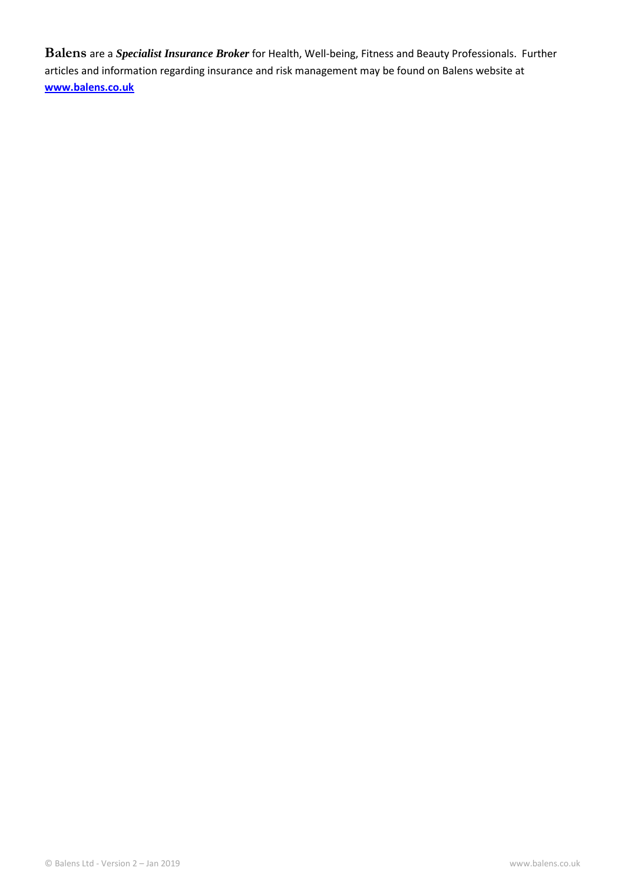**Balens** are a ***Specialist Insurance Broker*** for Health, Well-being, Fitness and Beauty Professionals. Further articles and information regarding insurance and risk management may be found on Balens website at **[www.balens.co.uk](http://www.balens.co.uk)**